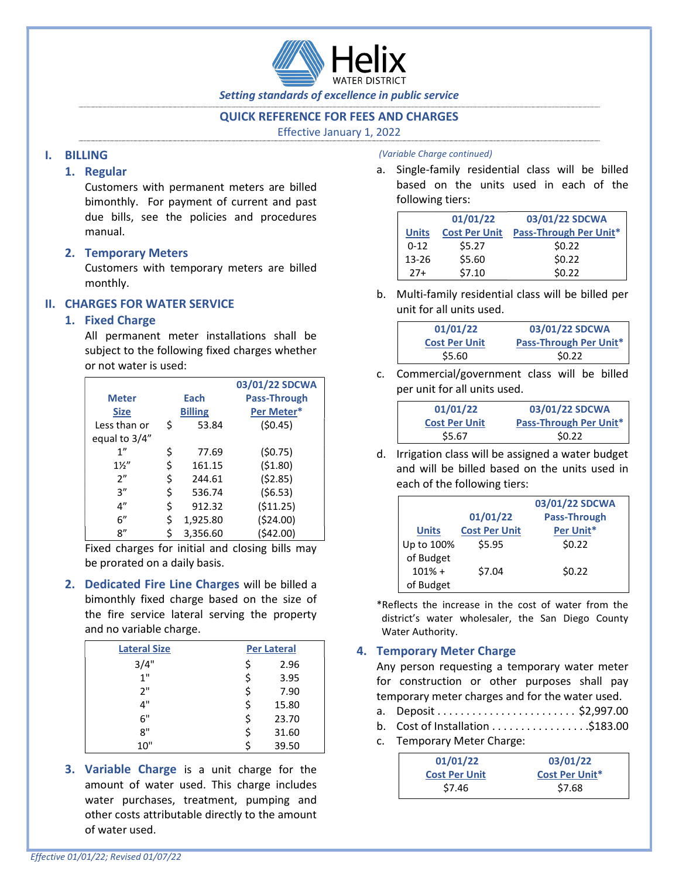Helix WATER DISTRICT

*Setting standards of excellence in public service*

# QUICK REFERENCE FOR FEES AND CHARGES

Effective January 1, 2022

## I. BILLING

### 1. Regular

Customers with permanent meters are billed bimonthly. For payment of current and past due bills, see the policies and procedures manual.

### 2. Temporary Meters

Customers with temporary meters are billed monthly.

## II. CHARGES FOR WATER SERVICE

### 1. Fixed Charge

All permanent meter installations shall be subject to the following fixed charges whether or not water is used:

| Meter Size | Each Billing | 03/01/22 SDCWA Pass-Through Per Meter* |
|---|---|---|
| Less than or equal to 3/4" | $ 53.84 | ($0.45) |
| 1" | $ 77.69 | ($0.75) |
| 1½" | $ 161.15 | ($1.80) |
| 2" | $ 244.61 | ($2.85) |
| 3" | $ 536.74 | ($6.53) |
| 4" | $ 912.32 | ($11.25) |
| 6" | $ 1,925.80 | ($24.00) |
| 8" | $ 3,356.60 | ($42.00) |

Fixed charges for initial and closing bills may be prorated on a daily basis.

### 2. Dedicated Fire Line Charges

**Dedicated Fire Line Charges** will be billed a bimonthly fixed charge based on the size of the fire service lateral serving the property and no variable charge.

| Lateral Size | Per Lateral |
|---|---|
| 3/4" | $ 2.96 |
| 1" | $ 3.95 |
| 2" | $ 7.90 |
| 4" | $ 15.80 |
| 6" | $ 23.70 |
| 8" | $ 31.60 |
| 10" | $ 39.50 |

### 3. Variable Charge

**Variable Charge** is a unit charge for the amount of water used. This charge includes water purchases, treatment, pumping and other costs attributable directly to the amount of water used.

*(Variable Charge continued)*

a. Single-family residential class will be billed based on the units used in each of the following tiers:

| Units | 01/01/22 Cost Per Unit | 03/01/22 SDCWA Pass-Through Per Unit* |
|---|---|---|
| 0-12 | $5.27 | $0.22 |
| 13-26 | $5.60 | $0.22 |
| 27+ | $7.10 | $0.22 |

b. Multi-family residential class will be billed per unit for all units used.

| 01/01/22 Cost Per Unit | 03/01/22 SDCWA Pass-Through Per Unit* |
|---|---|
| $5.60 | $0.22 |

c. Commercial/government class will be billed per unit for all units used.

| 01/01/22 Cost Per Unit | 03/01/22 SDCWA Pass-Through Per Unit* |
|---|---|
| $5.67 | $0.22 |

d. Irrigation class will be assigned a water budget and will be billed based on the units used in each of the following tiers:

| Units | 01/01/22 Cost Per Unit | 03/01/22 SDCWA Pass-Through Per Unit* |
|---|---|---|
| Up to 100% of Budget | $5.95 | $0.22 |
| 101% + of Budget | $7.04 | $0.22 |

*Reflects the increase in the cost of water from the district's water wholesaler, the San Diego County Water Authority.

### 4. Temporary Meter Charge

Any person requesting a temporary water meter for construction or other purposes shall pay temporary meter charges and for the water used.

a. Deposit . . . . . . . . . . . . . . . . . . . . . . . . $2,997.00
b. Cost of Installation . . . . . . . . . . . . . . . . .$183.00
c. Temporary Meter Charge:

| 01/01/22 Cost Per Unit | 03/01/22 Cost Per Unit* |
|---|---|
| $7.46 | $7.68 |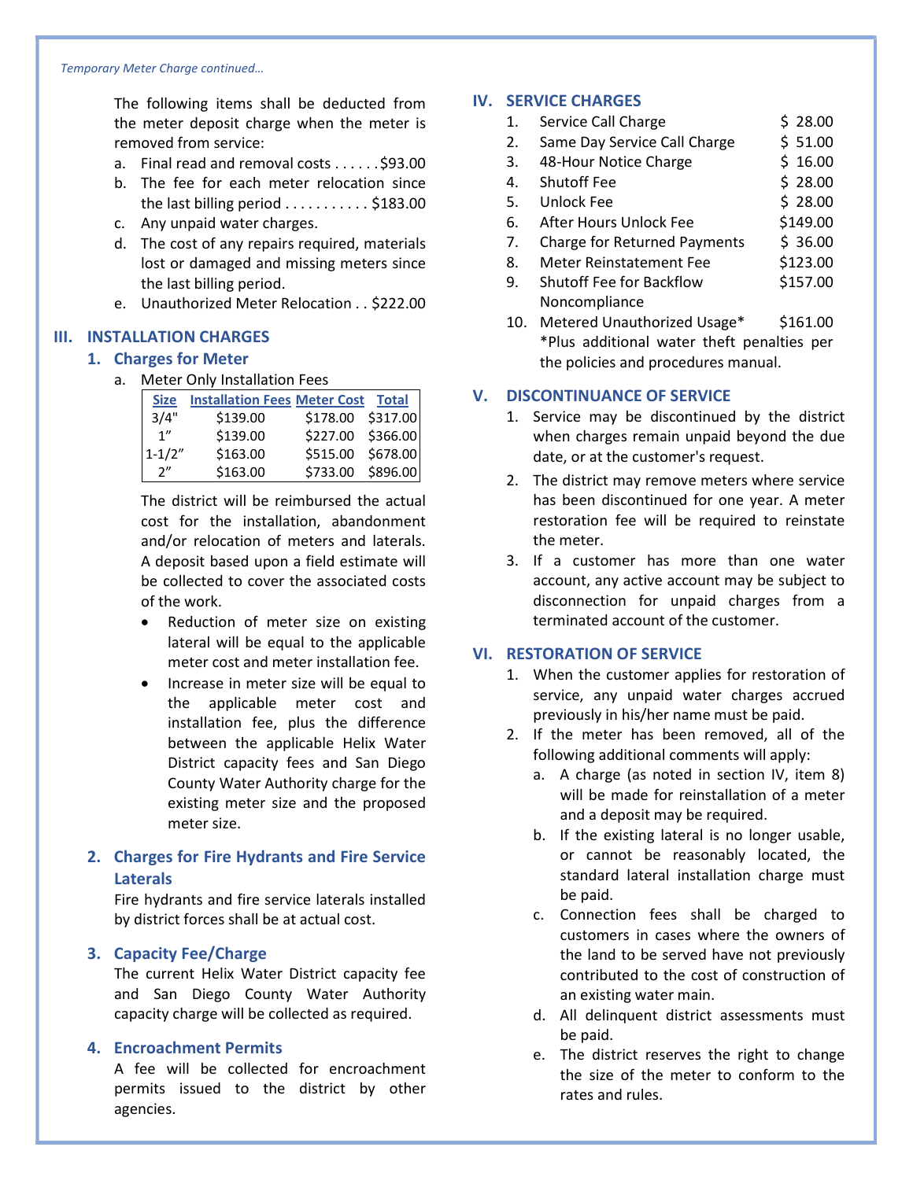*Temporary Meter Charge continued…*

The following items shall be deducted from the meter deposit charge when the meter is removed from service:

a. Final read and removal costs . . . . . . $93.00
b. The fee for each meter relocation since the last billing period . . . . . . . . . . . $183.00
c. Any unpaid water charges.
d. The cost of any repairs required, materials lost or damaged and missing meters since the last billing period.
e. Unauthorized Meter Relocation . . $222.00

## III. INSTALLATION CHARGES

### 1. Charges for Meter

a. Meter Only Installation Fees

| Size | Installation Fees | Meter Cost | Total |
|---|---|---|---|
| 3/4" | $139.00 | $178.00 | $317.00 |
| 1” | $139.00 | $227.00 | $366.00 |
| 1-1/2” | $163.00 | $515.00 | $678.00 |
| 2” | $163.00 | $733.00 | $896.00 |

The district will be reimbursed the actual cost for the installation, abandonment and/or relocation of meters and laterals. A deposit based upon a field estimate will be collected to cover the associated costs of the work.

- Reduction of meter size on existing lateral will be equal to the applicable meter cost and meter installation fee.
- Increase in meter size will be equal to the applicable meter cost and installation fee, plus the difference between the applicable Helix Water District capacity fees and San Diego County Water Authority charge for the existing meter size and the proposed meter size.

### 2. Charges for Fire Hydrants and Fire Service Laterals

Fire hydrants and fire service laterals installed by district forces shall be at actual cost.

### 3. Capacity Fee/Charge

The current Helix Water District capacity fee and San Diego County Water Authority capacity charge will be collected as required.

### 4. Encroachment Permits

A fee will be collected for encroachment permits issued to the district by other agencies.

## IV. SERVICE CHARGES

| | | |
|---|---|---|
| 1. | Service Call Charge | $ 28.00 |
| 2. | Same Day Service Call Charge | $ 51.00 |
| 3. | 48-Hour Notice Charge | $ 16.00 |
| 4. | Shutoff Fee | $ 28.00 |
| 5. | Unlock Fee | $ 28.00 |
| 6. | After Hours Unlock Fee | $149.00 |
| 7. | Charge for Returned Payments | $ 36.00 |
| 8. | Meter Reinstatement Fee | $123.00 |
| 9. | Shutoff Fee for Backflow Noncompliance | $157.00 |
| 10. | Metered Unauthorized Usage* | $161.00 |

*Plus additional water theft penalties per the policies and procedures manual.

## V. DISCONTINUANCE OF SERVICE

1. Service may be discontinued by the district when charges remain unpaid beyond the due date, or at the customer's request.
2. The district may remove meters where service has been discontinued for one year. A meter restoration fee will be required to reinstate the meter.
3. If a customer has more than one water account, any active account may be subject to disconnection for unpaid charges from a terminated account of the customer.

## VI. RESTORATION OF SERVICE

1. When the customer applies for restoration of service, any unpaid water charges accrued previously in his/her name must be paid.
2. If the meter has been removed, all of the following additional comments will apply:
   a. A charge (as noted in section IV, item 8) will be made for reinstallation of a meter and a deposit may be required.
   b. If the existing lateral is no longer usable, or cannot be reasonably located, the standard lateral installation charge must be paid.
   c. Connection fees shall be charged to customers in cases where the owners of the land to be served have not previously contributed to the cost of construction of an existing water main.
   d. All delinquent district assessments must be paid.
   e. The district reserves the right to change the size of the meter to conform to the rates and rules.